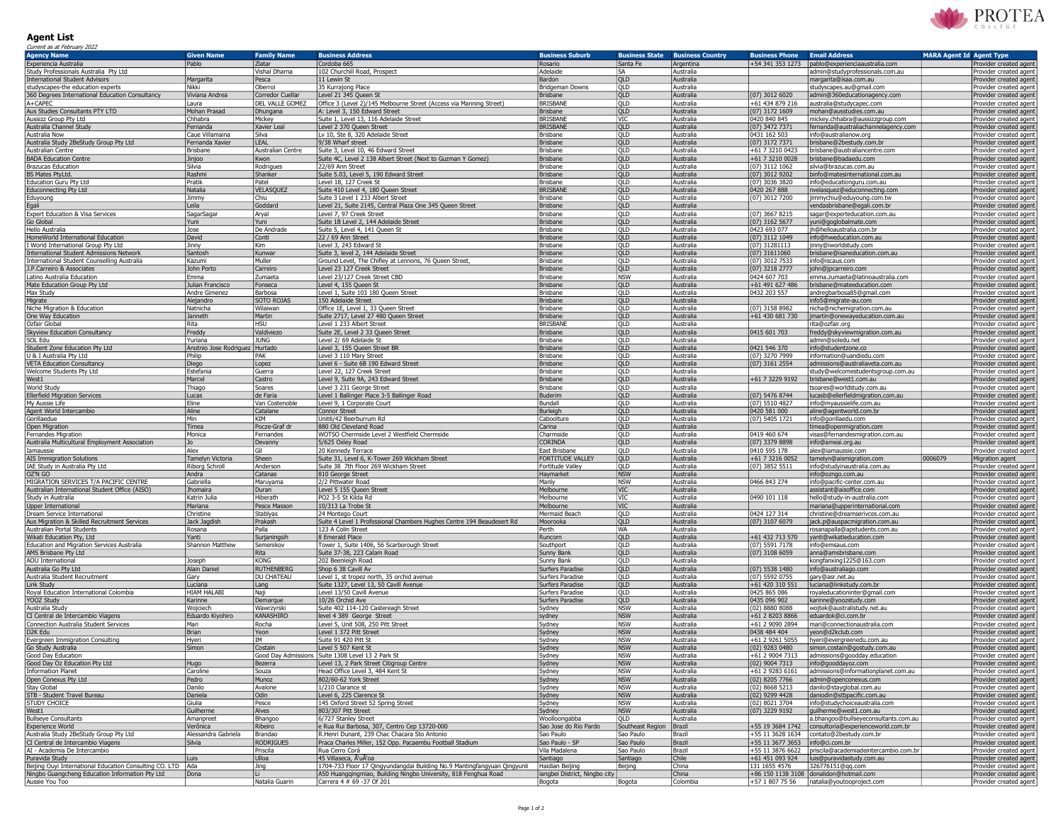## Agent List

*Current as at February 2022*

| Agency Name | Given Name | Family Name | Business Address | Business Suburb | Business State | Business Country | Business Phone | Email Address | MARA Agent Id | Agent Type |
|---|---|---|---|---|---|---|---|---|---|---|
| Experiencia Australia | Pablo | Zlatar | Cordoba 665 | Rosario | Santa Fe | Argentina | +54 341 353 1273 | pablo@experienciaaustralia.com | | Provider created agent |
| Study Professionals Australia Pty Ltd | | Vishal Dharna | 102 Churchill Road, Prospect | Adelaide | SA | Australia | | admin@studyprofessionals.com.au | | Provider created agent |
| International Student Advisors | Margarita | Pesca | 11 Lewin St | Bardon | QLD | Australia | | margarita@isaa.com.au | | Provider created agent |
| studyscapes-the education experts | Nikki | Oberoi | 35 Kurrajong Place | Bridgeman Downs | QLD | Australia | | studyscapes.au@gmail.com | | Provider created agent |
| 360 Degrees International Education Consultancy | Viviana Andrea | Corredor Cuellar | Level 21 345 Queen St | Brisbane | QLD | Australia | (07) 3012 6020 | admin@360educationagency.com | | Provider created agent |
| A+CAPEC | Laura | DEL VALLE GOMEZ | Office 3 (Level 2)/145 Melbourne Street (Access via Manning Street) | BRISBANE | QLD | Australia | +61 434 879 216 | australia@studycapec.com | | Provider created agent |
| Aus Studies Consultants PTY LTD | Mohan Prasad | Dhungana | A: Level 3, 150 Edward Street | Brisbane | QLD | Australia | (07) 3172 1609 | mohan@ausstudies.com.au | | Provider created agent |
| Aussizz Group Pty Ltd | Chhabra | Mickey | Suite 1, Level 13, 116 Adelaide Street | BRISBANE | VIC | Australia | 0420 840 845 | mickey.chhabra@aussizzgroup.com | | Provider created agent |
| Australia Channel Study | Fernanda | Xavier Leal | Level 2 370 Queen Street | BRISBANE | QLD | Australia | (07) 3472 7371 | fernanda@australiachannelagency.com | | Provider created agent |
| Australia Now | Caue Villamaina | Silva | Lv 10, Ste 8, 320 Adelaide Street | Brisbane | QLD | Australia | 0431 162 503 | info@australianow.org | | Provider created agent |
| Australia Study 2BeStudy Group Pty Ltd | Fernanda Xavier | LEAL | 9/38 Wharf street | Brisbane | QLD | Australia | (07) 3172 7371 | brisbane@2bestudy.com.br | | Provider created agent |
| Australian Centre | Brisbane | Australian Centre | Suite 3, Level 10, 46 Edward Street | Brisbane | QLD | Australia | +61 7 3210 0423 | brisbane@australiancentre.com | | Provider created agent |
| BADA Education Centre | Jinjoo | Kwon | Suite 4C, Level 2 138 Albert Street (Next to Guzman Y Gomez) | Brisbane | QLD | Australia | +61 7 3210 0028 | brisbane@badaedu.com | | Provider created agent |
| Brazucas Education | Silvia | Rodrigues | 22/69 Ann Street | Brisbane | QLD | Australia | (07) 3112 1062 | silvia@brazucas.com.au | | Provider created agent |
| BS Mates PtyLtd. | Rashmi | Shanker | Suite 5.03, Level 5, 190 Edward Street | Brisbane | QLD | Australia | (07) 3012 9202 | binfo@matesinternational.com.au | | Provider created agent |
| Education Guru Pty Ltd | Pratik | Patel | Level 18, 127 Creek St | Brisbane | QLD | Australia | (07) 3036 3820 | info@educationguru.com.au | | Provider created agent |
| Educonnecting Pty Ltd | Natalia | VELASQUEZ | Suite 410 Level 4, 180 Queen Street | BRISBANE | QLD | Australia | 0420 267 888 | nvelasquez@educonnecting.com | | Provider created agent |
| Eduyoung | Jimmy | Chiu | Suite 3 Level 1 233 Albert Street | Brisbane | QLD | Australia | (07) 3012 7200 | jimmychiu@eduyoung.com.tw | | Provider created agent |
| Egali | Leila | Goddard | Level 21, Suite 2145, Central Plaza One 345 Queen Street | Brisbane | QLD | Australia | | vendasbrisbane@egali.com.br | | Provider created agent |
| Expert Education & Visa Services | SagarSagar | Aryal | Level 7, 97 Creek Street | Brisbane | QLD | Australia | (07) 3667 8215 | sagar@experteducation.com.au | | Provider created agent |
| Go Global | Yuni | Yuni | Suite 1B Level 2, 144 Adelaide Street | Brisbane | QLD | Australia | (07) 3162 5677 | yuni@goglobalmate.com | | Provider created agent |
| Hello Australia | Jose | De Andrade | Suite 5, Level 4, 141 Queen St | Brisbane | QLD | Australia | 0423 693 077 | jh@helloaustralia.com.br | | Provider created agent |
| HomeWorld International Education | David | Conti | 22 / 69 Ann Street | Brisbane | QLD | Australia | (07) 3112 1049 | info@hweducation.com.au | | Provider created agent |
| I World International Group Pty Ltd | Jinny | Kim | Level 3, 243 Edward St | Brisbane | QLD | Australia | (07) 31281113 | jinny@iworldstudy.com | | Provider created agent |
| International Student Admissions Network | Santosh | Kunwar | Suite 3, level 2, 144 Adelaide Street | Brisbane | QLD | Australia | (07) 31611060 | brisbane@isaneducation.com.au | | Provider created agent |
| International Student Counselling Australia | Kazumi | Muller | Ground Level, The Chifley at Lennons, 76 Queen Street, | Brisbane | QLD | Australia | (07) 3012 7533 | info@iscaus.com | | Provider created agent |
| J.P.Carreiro & Associates | John Porto | Carreiro | Level 23 127 Creek Street | Brisbane | QLD | Australia | (07) 3218 2777 | john@jpcarreiro.com | | Provider created agent |
| Latino Australia Education | Emma | Zumaeta | Level 23/127 Creek Street CBD | Brisbane | NSW | Australia | 0424 607 703 | emma.zumaeta@latinoaustralia.com | | Provider created agent |
| Mate Education Group Pty Ltd | Julian Francisco | Fonseca | Level 4, 155 Queen St | Brisbane | QLD | Australia | +61 491 627 486 | brisbane@mateeducation.com | | Provider created agent |
| Max Study | Andre Gimenez | Barbosa | Level 1, Suite 103 180 Queen Street | Brisbane | QLD | Australia | 0432 203 557 | andregbarbosa85@gmail.com | | Provider created agent |
| Migrate | Alejandro | SOTO ROJAS | 150 Adelaide Street | Brisbane | QLD | Australia | | info5@migrate-au.com | | Provider created agent |
| Niche Migration & Education | Natnicha | Wilaiwan | Office 1E, Level 1, 33 Queen Street | Brisbane | QLD | Australia | (07) 3158 8982 | nicha@nichemigration.com.au | | Provider created agent |
| One Way Education | Janneth | Martin | Suite 2717, Level 27 480 Queen Street | Brisbane | QLD | Australia | +61 430 681 730 | jmartin@onewayeducation.com.au | | Provider created agent |
| Ozfair Global | Rita | HSU | Level 1 233 Albert Street | BRISBANE | QLD | Australia | | rita@ozfair.org | | Provider created agent |
| Skyview Education Consultancy | Freddy | Valdiviezo | Suite 2E, Level 2 33 Queen Street | Brisbane | QLD | Australia | 0415 601 703 | freddy@skyviewmigration.com.au | | Provider created agent |
| SOL Edu | Yuriana | JUNG | Level 2/ 69 Adelaide St | Brisbane | QLD | Australia | | admin@soledu.net | | Provider created agent |
| Student Zone Education Pty Ltd | Anotnio Jose Rodriguez | Hurtado | Level 3, 155 Queen Street BR | Brisbane | QLD | Australia | 0421 546 370 | info@studentzone.co | | Provider created agent |
| U & I Australia Pty Ltd | Philip | PAK | Level 3 110 Mary Street | Brisbane | QLD | Australia | (07) 3270 7999 | information@uandiedu.com | | Provider created agent |
| VETA Education Consultancy | Diego | Lopez | Level 6 - Suite 6B 190 Edward Street | Brisbane | QLD | Australia | (07) 3161 2554 | admissions@australiaveta.com.au | | Provider created agent |
| Welcome Students Pty Ltd | Estefania | Guerra | Level 22, 127 Creek Street | Brisbane | QLD | Australia | | study@welcomestudentsgroup.com.au | | Provider created agent |
| West1 | Marcel | Castro | Level 9, Suite 9A, 243 Edward Street | Brisbane | QLD | Australia | +61 7 3229 9192 | brisbane@west1.com.au | | Provider created agent |
| World Study | Thiago | Soares | Level 3 231 George Street | Brisbane | QLD | Australia | | tsoares@worldstudy.com.au | | Provider created agent |
| Ellerfield Migration Services | Lucas | de Faria | Level 1 Ballinger Place 3-5 Ballinger Road | Buderim | QLD | Australia | (07) 5476 8744 | lucasb@ellerfieldmigration.com.au | | Provider created agent |
| My Aussie Life | Eline | Van Costenoble | Level 9, 1 Corporate Court | Bundall | QLD | Australia | (07) 5510 4827 | info@myaussielife.com.au | | Provider created agent |
| Agent World Intercambio | Aline | Catalane | Connor Street | Burleigh | QLD | Australia | 0420 581 000 | aline@agentworld.com.br | | Provider created agent |
| Gorillaedue | Min | KIM | Unit6/42 Beerburrum Rd | Caboolture | QLD | Australia | (07) 5405 1721 | info@gorillaedu.com | | Provider created agent |
| Open Migration | Timea | Pocze-Graf dr | 880 Old Cleveland Road | Carina | QLD | Australia | | timea@openmigration.com | | Provider created agent |
| Fernandes Migration | Monica | Fernandes | WOTSO Chermside Level 2 Westfield Chermside | Chermside | QLD | Australia | 0419 460 674 | visas@fernandesmigration.com.au | | Provider created agent |
| Australia Multicultural Employment Association | Jo | Devanny | 5/625 Oxley Road | CORINDA | QLD | Australia | (07) 3379 8898 | info@ameai.org.au | | Provider created agent |
| Iamaussie | Alex | Gil | 20 Kennedy Terrace | East Brisbane | QLD | Australia | 0410 595 178 | alex@iamaussie.com | | Provider created agent |
| AIS Immigration Solutions | Tamelyn Victoria | Sheen | Suite 31, Level 6, K-Tower 269 Wickham Street | FORTITUDE VALLEY | QLD | Australia | +61 7 3216 0052 | tamelyn@aismigration.com | 0006079 | Migration agent |
| IAE Study in Australia Pty Ltd | Riborg Schroll | Anderson | Suite 38 7th Floor 269 Wickham Street | Fortitude Valley | QLD | Australia | (07) 3852 5511 | info@studyinaustralia.com.au | | Provider created agent |
| OZ'N GO | Andra | Catanas | 810 George Street | Haymarket | NSW | Australia | | info@ozngo.com.au | | Provider created agent |
| MIGRATION SERVICES T/A PACIFIC CENTRE | Gabriella | Maruyama | 2/2 Pittwater Road | Manly | NSW | Australia | 0466 843 274 | info@pacific-center.com.au | | Provider created agent |
| Australian International Student Office (AISO) | Jhomaira | Duran | Level 5 155 Queen Street | Melbourne | VIC | Australia | | assistant@aisoffice.com | | Provider created agent |
| Study in Australia | Katrin Julia | Hiberath | PO2 3-5 St Kilda Rd | Melbourne | VIC | Australia | 0490 101 118 | hello@study-in-australia.com | | Provider created agent |
| Upper International | Mariana | Pesce Masson | 10/313 La Trobe St | Melbourne | VIC | Australia | | mariana@upperinternational.com | | Provider created agent |
| Dream Service International | Christine | Stablyas | 24 Montego Court | Mermaid Beach | QLD | Australia | 0424 127 314 | christine@dreamserivces.com.au | | Provider created agent |
| Aus Migration & Skilled Recruitment Services | Jack Jagdish | Prakash | Suite 4 Level 1 Professional Chambers Hughes Centre 194 Beaudesert Rd | Moorooka | QLD | Australia | (07) 3107 6079 | jack.p@auspacmigration.com.au | | Provider created agent |
| Australian Portal Students | Rosana | Palla | 123 A Colin Street | Perth | WA | Australia | | rosanapalla@apstudents.com.au | | Provider created agent |
| Wikati Education Pty, Ltd | Yanti | Surjaningsih | 8 Emerald Place | Runcorn | QLD | Australia | +61 432 713 570 | yanti@wikatieducation.com | | Provider created agent |
| Education and Migration Services Australia | Shannon Matthew | Semenikov | Tower 1, Suite 1406, 56 Scarborough Street | Southport | QLD | Australia | (07) 5591 7178 | info@emsaus.com | | Provider created agent |
| AMS Brisbane Pty Ltd | Andrew | Rita | Suite 37-38, 223 Calam Road | Sunny Bank | QLD | Australia | (07) 3108 6059 | anna@amsbrisbane.com | | Provider created agent |
| AOU International | Joseph | KONG | 202 Beenleigh Road | Sunny Bank | QLD | Australia | | kongfanxing1225@163.com | | Provider created agent |
| Australia Go Pty Ltd | Alain Daniel | RUTHENBERG | Shop 6 38 Cavill Av | Surfers Paradise | QLD | Australia | (07) 5538 1480 | info@australiago.com | | Provider created agent |
| Australia Student Recruitment | Gary | DU CHATEAU | Level 1, st tropez north, 35 orchid avenue | Surfers Paradise | QLD | Australia | (07) 5592 0755 | gary@asr.net.au | | Provider created agent |
| Link Study | Luciana | Lang | Suite 1327, Level 13, 50 Cavill Avenue | Surfers Paradise | QLD | Australia | +61 420 310 551 | luciana@linkstudy.com.br | | Provider created agent |
| Royal Education International Colombia | HIAM HALABI | Naji | Level 13/50 Cavill Avenue | Surfers Paradise | QLD | Australia | 0425 865 086 | royaleducationinter@gmail.com | | Provider created agent |
| YOOZ Study | Karinne | Demarque | 10/26 Orchid Ave | Surfers Paradise | QLD | Australia | 0435 096 902 | karinne@yoozstudy.com | | Provider created agent |
| Australia Study | Wojciech | Wawrzyrski | Suite 402 114-120 Castereagh Street | Sydney | NSW | Australia | (02) 8880 8088 | wojtek@australistudy.net.au | | Provider created agent |
| CI Central de Intercambio Viagens | Eduardo Kiyohiro | KANASHIRO | level 4 389 George Street | Sydney | NSW | Australia | +61 2 8203 8866 | eduardok@ci.com.br | | Provider created agent |
| Connection Australia Student Services | Mari | Rocha | Level 5, Unit 508, 250 Pitt Street | Sydney | NSW | Australia | +61 2 9090 2894 | mari@connectionaustralia.com | | Provider created agent |
| D2K Edu | Brian | Yeon | Level 1 372 Pitt Street | Sydney | NSW | Australia | 0438 484 404 | yeon@d2kclub.com | | Provider created agent |
| Evergreen Immigration Consulting | Hyeri | IM | Suite 91 420 Pitt St | Sydney | NSW | Australia | +61 2 9261 5055 | hyeri@evergreenedu.com.au | | Provider created agent |
| Go Study Australia | Simon | Costain | Level 5 507 Kent St | Sydney | NSW | Australia | (02) 9283 0480 | simon.costain@gostudy.com.au | | Provider created agent |
| Good Day Education | | Good Day Admissions | Suite 1308 Level 13 2 Park St | Sydney | NSW | Australia | +61 2 9004 7313 | admissions@goodday.education | | Provider created agent |
| Good Day Oz Education Pty Ltd | Hugo | Bezerra | Level 13, 2 Park Street Citigroup Centre | Sydney | NSW | Australia | (02) 9004 7313 | info@gooddayoz.com | | Provider created agent |
| Information Planet | Caroline | Souza | Head Office Level 3, 484 Kent St | Sydney | NSW | Australia | +61 2 9283 6161 | admissions@informationplanet.com.au | | Provider created agent |
| Open Conexus Pty Ltd | Pedro | Munoz | 802/60-62 York Street | Sydney | NSW | Australia | (02) 8205 7766 | admin@openconexus.com | | Provider created agent |
| Stay Global | Danilo | Avalone | 1/210 Clarance st | Sydney | NSW | Australia | (02) 8668 5213 | danilo@stayglobal.com.au | | Provider created agent |
| STB - Student Travel Bureau | Daniela | Odin | Level 6, 225 Clarence St | Sydney | NSW | Australia | (02) 9299 4428 | daniodin@stbpacific.com.au | | Provider created agent |
| STUDY CHOICE | Giulia | Pesce | 145 Oxford Street 52 Spring Street | Sydney | NSW | Australia | (02) 8021 3704 | info@studychoiceaustralia.com | | Provider created agent |
| West1 | Guilherme | Alves | 803/307 Pitt Street | Sydney | NSW | Australia | (07) 3229 9192 | guilherme@west1.com.au | | Provider created agent |
| Bullseye Consultants | Amanpreet | Bhangoo | 6/727 Stanley Street | Woolloongabba | QLD | Australia | | a.bhangoo@bullseyeconsultants.com.au | | Provider created agent |
| Experience World | Verônica | Ribeiro | e Rua Rui Barbosa, 307, Centro Cep 13720-000 | Sao Jose do Rio Pardo | Southeast Region | Brazil | +55 19 3684 1742 | consultoria@experienceworld.com.br | | Provider created agent |
| Australia Study 2BeStudy Group Pty Ltd | Alessandra Gabriela | Brandao | R.Henri Dunant, 239 Chac Chacara Sto Antonio | Sao Paulo | Sao Paulo | Brazil | +55 11 3628 1634 | contato@2bestudy.com.br | | Provider created agent |
| CI Central de Intercambio Viagens | Silvia | RODRIGUES | Praca Charles Miller, 152 Opp. Pacaembu Football Stadium | Sao Paulo - SP | Sao Paulo | Brazil | +55 11 3677 3653 | info@ci.com.br | | Provider created agent |
| AI - Academia De Intercambio | | Priscila | Rua Cerro Corá | Vila Madalena | Sao Paulo | Brazil | +55 11 3876 6622 | priscila@academiadeintercambio.com.br | | Provider created agent |
| Puravida Study | Luis | Ulloa | 45 Villaseca, Ã'uÃ'oa | Santiago | Santiago | Chile | +61 451 093 924 | luis@puravidastudy.com.au | | Provider created agent |
| Beijing Ouyi International Education Consulting CO. LTD | Ada | Jing | 1704-733 Floor 17 Qingyundangdai Building No.9 Mantingfangyuan Qingyunli | Haidian Beijing | Beijing | China | 131 1655 4576 | 326776151@qq.com | | Provider created agent |
| Ningbo Guangcheng Education Information Pty Ltd | Dona | Li | A50 Huangqingmiao, Building Ningbo University, 818 Fenghua Road | iangbei District, Ningbo city | | China | +86 150 1138 3108 | donalidon@hotmail.com | | Provider created agent |
| Aussie You Too | | Natalia Guarin | Carrera 4 # 69 -37 Of 201 | Bogota | Bogota | Colombia | +57 1 807 75 56 | natalia@youtooproject.com | | Provider created agent |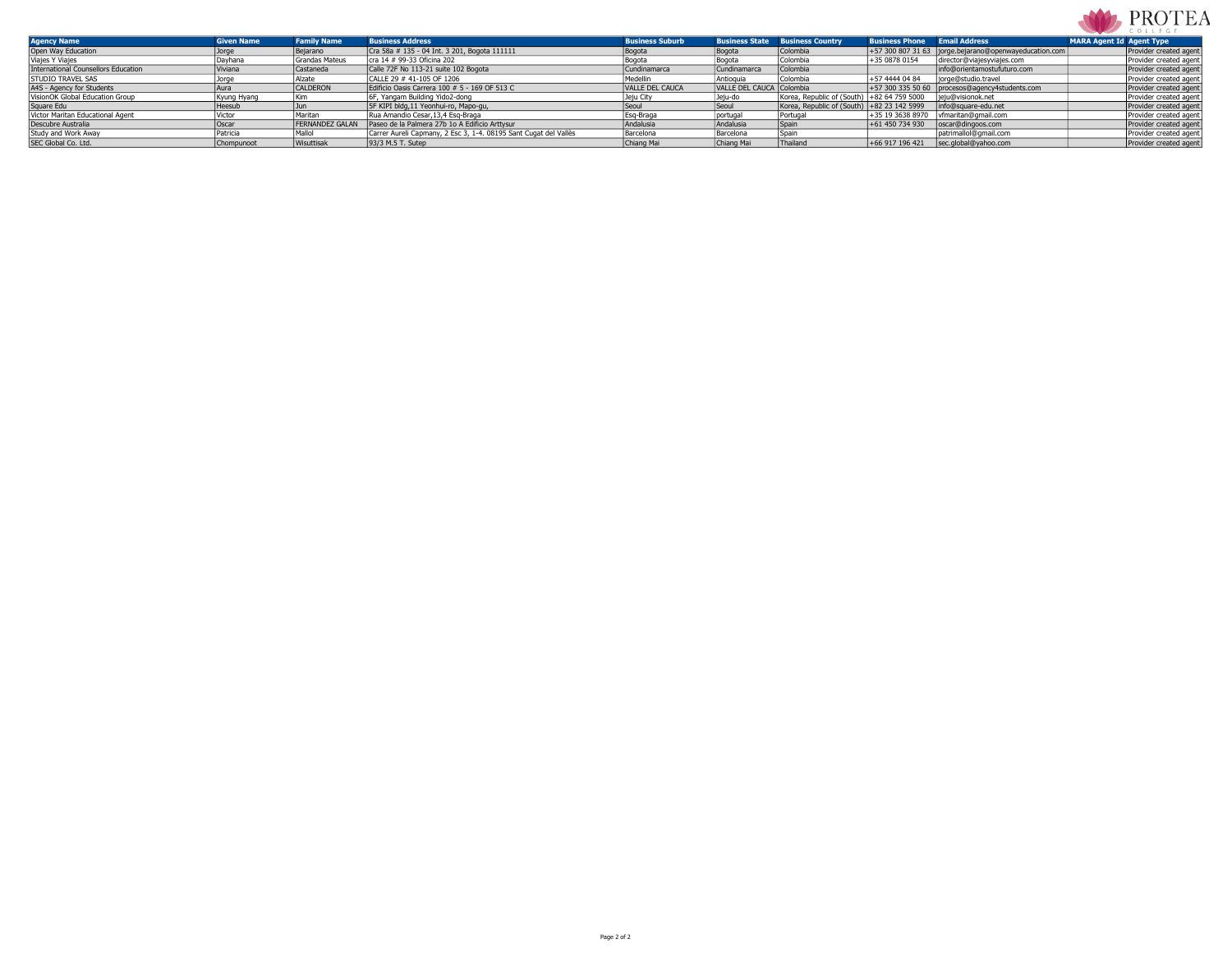| Agency Name | Given Name | Family Name | Business Address | Business Suburb | Business State | Business Country | Business Phone | Email Address | MARA Agent Id | Agent Type |
|---|---|---|---|---|---|---|---|---|---|---|
| Open Way Education | Jorge | Bejarano | Cra 58a # 135 - 04 Int. 3 201, Bogota 111111 | Bogota | Bogota | Colombia | +57 300 807 31 63 | jorge.bejarano@openwayeducation.com | | Provider created agent |
| Viajes Y Viajes | Dayhana | Grandas Mateus | cra 14 # 99-33 Oficina 202 | Bogota | Bogota | Colombia | +35 0878 0154 | director@viajesyviajes.com | | Provider created agent |
| International Counsellors Education | Viviana | Castaneda | Calle 72F No 113-21 suite 102 Bogota | Cundinamarca | Cundinamarca | Colombia | | info@orientamostufuturo.com | | Provider created agent |
| STUDIO TRAVEL SAS | Jorge | Alzate | CALLE 29 # 41-105 OF 1206 | Medellin | Antioquia | Colombia | +57 4444 04 84 | jorge@studio.travel | | Provider created agent |
| A4S - Agency for Students | Aura | CALDERON | Edificio Oasis Carrera 100 # 5 - 169 OF 513 C | VALLE DEL CAUCA | VALLE DEL CAUCA | Colombia | +57 300 335 50 60 | procesos@agency4students.com | | Provider created agent |
| VisionOK Global Education Group | Kyung Hyang | Kim | 6F, Yangam Building Yido2-dong | Jeju City | Jeju-do | Korea, Republic of (South) | +82 64 759 5000 | jeju@visionok.net | | Provider created agent |
| Square Edu | Heesub | Jun | 5F KIPI bldg,11 Yeonhui-ro, Mapo-gu, | Seoul | Seoul | Korea, Republic of (South) | +82 23 142 5999 | info@square-edu.net | | Provider created agent |
| Victor Maritan Educational Agent | Victor | Maritan | Rua Amandio Cesar,13,4 Esq-Braga | Esq-Braga | portugal | Portugal | +35 19 3638 8970 | vfmaritan@gmail.com | | Provider created agent |
| Descubre Australia | Oscar | FERNANDEZ GALAN | Paseo de la Palmera 27b 1o A Edificio Arttysur | Andalusia | Andalusia | Spain | +61 450 734 930 | oscar@dingoos.com | | Provider created agent |
| Study and Work Away | Patricia | Mallol | Carrer Aureli Capmany, 2 Esc 3, 1-4. 08195 Sant Cugat del Vallès | Barcelona | Barcelona | Spain | | patrimallol@gmail.com | | Provider created agent |
| SEC Global Co. Ltd. | Chompunoot | Wisuttisak | 93/3 M.5 T. Sutep | Chiang Mai | Chiang Mai | Thailand | +66 917 196 421 | sec.global@yahoo.com | | Provider created agent |